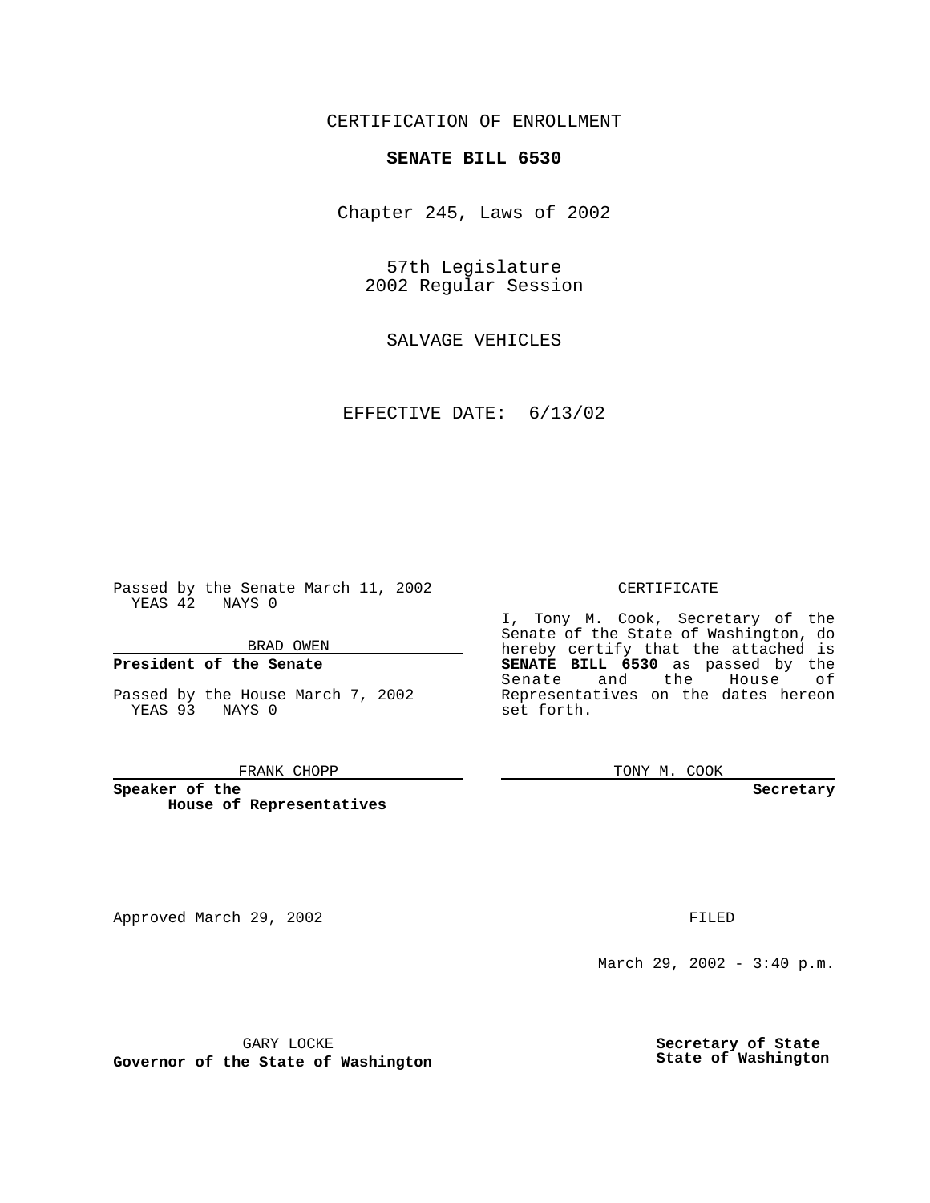CERTIFICATION OF ENROLLMENT

# SENATE BILL 6530

Chapter 245, Laws of 2002

57th Legislature
2002 Regular Session

SALVAGE VEHICLES

EFFECTIVE DATE: 6/13/02

Passed by the Senate March 11, 2002
YEAS 42 NAYS 0

BRAD OWEN

**President of the Senate**

Passed by the House March 7, 2002
YEAS 93 NAYS 0

FRANK CHOPP

**Speaker of the House of Representatives**

CERTIFICATE

I, Tony M. Cook, Secretary of the Senate of the State of Washington, do hereby certify that the attached is **SENATE BILL 6530** as passed by the Senate and the House of Representatives on the dates hereon set forth.

TONY M. COOK

**Secretary**

Approved March 29, 2002

GARY LOCKE

**Governor of the State of Washington**

FILED

March 29, 2002 - 3:40 p.m.

**Secretary of State**
**State of Washington**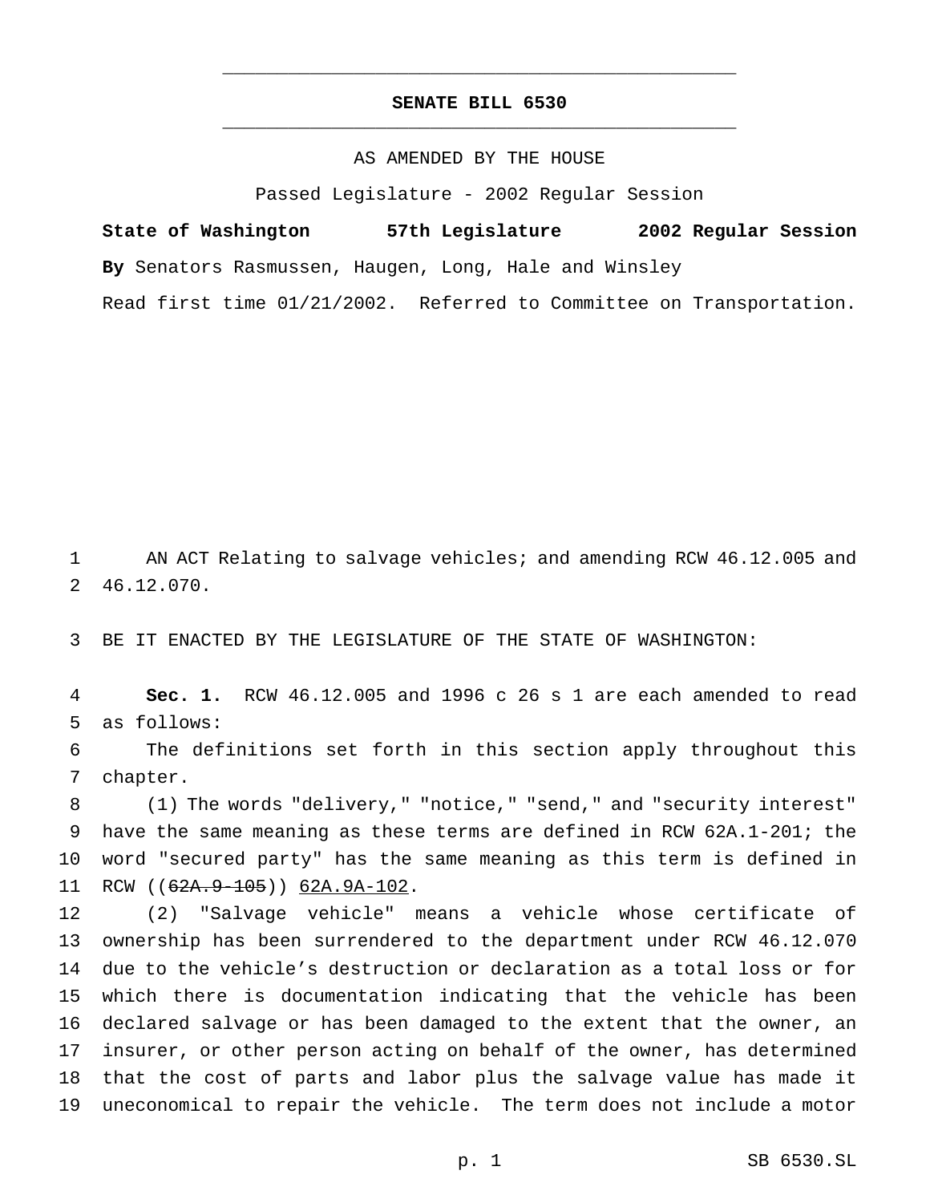# SENATE BILL 6530

AS AMENDED BY THE HOUSE

Passed Legislature - 2002 Regular Session

**State of Washington 57th Legislature 2002 Regular Session**

**By** Senators Rasmussen, Haugen, Long, Hale and Winsley

Read first time 01/21/2002. Referred to Committee on Transportation.

1 AN ACT Relating to salvage vehicles; and amending RCW 46.12.005 and
2 46.12.070.

3 BE IT ENACTED BY THE LEGISLATURE OF THE STATE OF WASHINGTON:

4 **Sec. 1.** RCW 46.12.005 and 1996 c 26 s 1 are each amended to read
5 as follows:

6 The definitions set forth in this section apply throughout this
7 chapter.

8 (1) The words "delivery," "notice," "send," and "security interest"
9 have the same meaning as these terms are defined in RCW 62A.1-201; the
10 word "secured party" has the same meaning as this term is defined in
11 RCW ((~~62A.9-105~~)) <u>62A.9A-102</u>.

12 (2) "Salvage vehicle" means a vehicle whose certificate of
13 ownership has been surrendered to the department under RCW 46.12.070
14 due to the vehicle's destruction or declaration as a total loss or for
15 which there is documentation indicating that the vehicle has been
16 declared salvage or has been damaged to the extent that the owner, an
17 insurer, or other person acting on behalf of the owner, has determined
18 that the cost of parts and labor plus the salvage value has made it
19 uneconomical to repair the vehicle. The term does not include a motor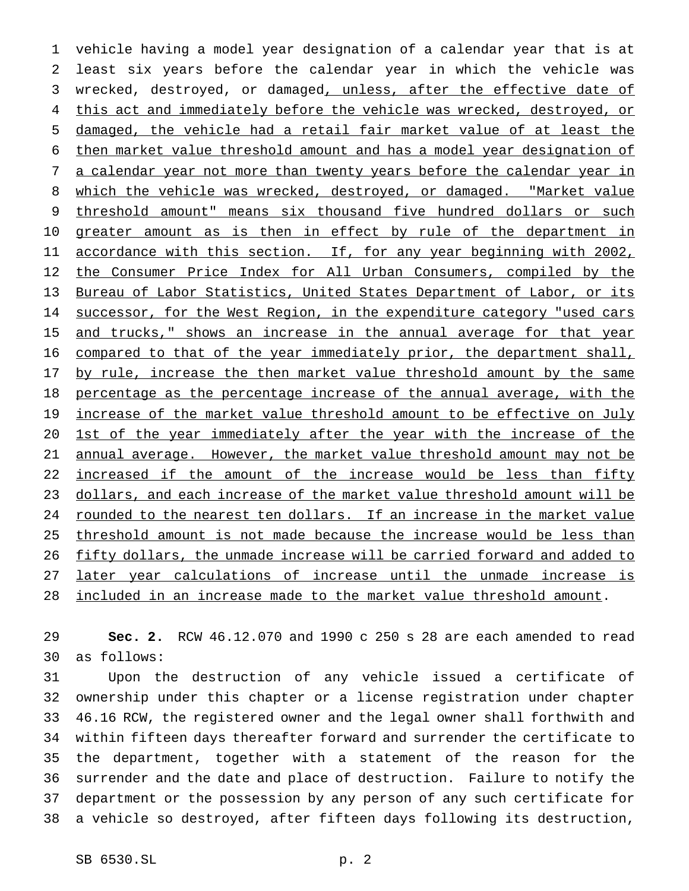vehicle having a model year designation of a calendar year that is at least six years before the calendar year in which the vehicle was wrecked, destroyed, or damaged, unless, after the effective date of this act and immediately before the vehicle was wrecked, destroyed, or damaged, the vehicle had a retail fair market value of at least the then market value threshold amount and has a model year designation of a calendar year not more than twenty years before the calendar year in which the vehicle was wrecked, destroyed, or damaged. "Market value threshold amount" means six thousand five hundred dollars or such greater amount as is then in effect by rule of the department in accordance with this section. If, for any year beginning with 2002, the Consumer Price Index for All Urban Consumers, compiled by the Bureau of Labor Statistics, United States Department of Labor, or its successor, for the West Region, in the expenditure category "used cars and trucks," shows an increase in the annual average for that year compared to that of the year immediately prior, the department shall, by rule, increase the then market value threshold amount by the same percentage as the percentage increase of the annual average, with the increase of the market value threshold amount to be effective on July 1st of the year immediately after the year with the increase of the annual average. However, the market value threshold amount may not be increased if the amount of the increase would be less than fifty dollars, and each increase of the market value threshold amount will be rounded to the nearest ten dollars. If an increase in the market value threshold amount is not made because the increase would be less than fifty dollars, the unmade increase will be carried forward and added to later year calculations of increase until the unmade increase is included in an increase made to the market value threshold amount.

**Sec. 2.** RCW 46.12.070 and 1990 c 250 s 28 are each amended to read as follows:

Upon the destruction of any vehicle issued a certificate of ownership under this chapter or a license registration under chapter 46.16 RCW, the registered owner and the legal owner shall forthwith and within fifteen days thereafter forward and surrender the certificate to the department, together with a statement of the reason for the surrender and the date and place of destruction. Failure to notify the department or the possession by any person of any such certificate for a vehicle so destroyed, after fifteen days following its destruction,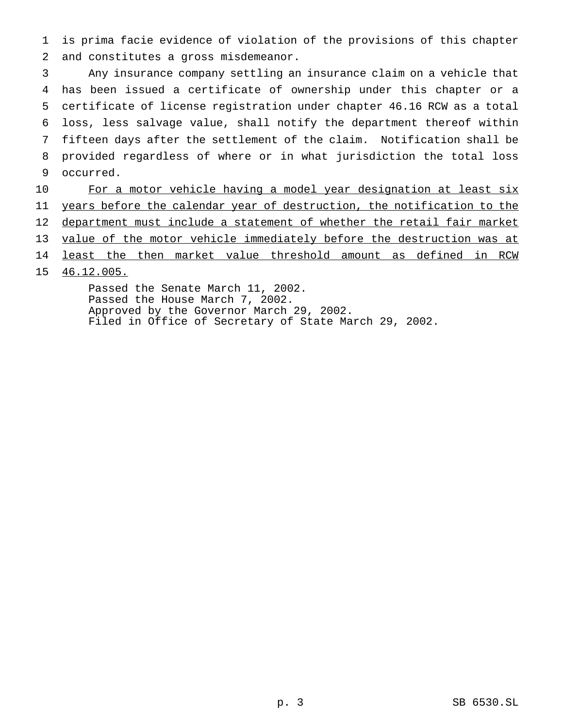is prima facie evidence of violation of the provisions of this chapter and constitutes a gross misdemeanor.

Any insurance company settling an insurance claim on a vehicle that has been issued a certificate of ownership under this chapter or a certificate of license registration under chapter 46.16 RCW as a total loss, less salvage value, shall notify the department thereof within fifteen days after the settlement of the claim. Notification shall be provided regardless of where or in what jurisdiction the total loss occurred.

<u>For a motor vehicle having a model year designation at least six years before the calendar year of destruction, the notification to the department must include a statement of whether the retail fair market value of the motor vehicle immediately before the destruction was at least the then market value threshold amount as defined in RCW 46.12.005.</u>

Passed the Senate March 11, 2002.
Passed the House March 7, 2002.
Approved by the Governor March 29, 2002.
Filed in Office of Secretary of State March 29, 2002.